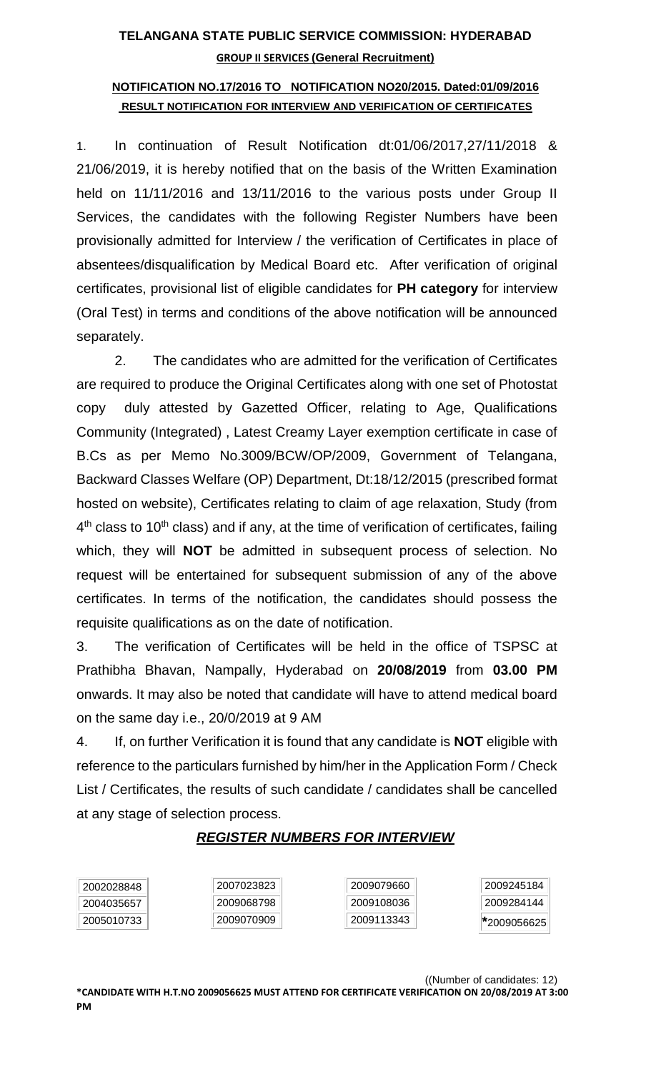# TELANGANA STATE PUBLIC SERVICE COMMISSION: HYDERABAD

**GROUP II SERVICES (General Recruitment)**

**NOTIFICATION NO.17/2016 TO NOTIFICATION NO20/2015. Dated:01/09/2016**

**RESULT NOTIFICATION FOR INTERVIEW AND VERIFICATION OF CERTIFICATES**

1. In continuation of Result Notification dt:01/06/2017,27/11/2018 & 21/06/2019, it is hereby notified that on the basis of the Written Examination held on 11/11/2016 and 13/11/2016 to the various posts under Group II Services, the candidates with the following Register Numbers have been provisionally admitted for Interview / the verification of Certificates in place of absentees/disqualification by Medical Board etc. After verification of original certificates, provisional list of eligible candidates for **PH category** for interview (Oral Test) in terms and conditions of the above notification will be announced separately.

2. The candidates who are admitted for the verification of Certificates are required to produce the Original Certificates along with one set of Photostat copy duly attested by Gazetted Officer, relating to Age, Qualifications Community (Integrated) , Latest Creamy Layer exemption certificate in case of B.Cs as per Memo No.3009/BCW/OP/2009, Government of Telangana, Backward Classes Welfare (OP) Department, Dt:18/12/2015 (prescribed format hosted on website), Certificates relating to claim of age relaxation, Study (from 4th class to 10th class) and if any, at the time of verification of certificates, failing which, they will **NOT** be admitted in subsequent process of selection. No request will be entertained for subsequent submission of any of the above certificates. In terms of the notification, the candidates should possess the requisite qualifications as on the date of notification.

3. The verification of Certificates will be held in the office of TSPSC at Prathibha Bhavan, Nampally, Hyderabad on **20/08/2019** from **03.00 PM** onwards. It may also be noted that candidate will have to attend medical board on the same day i.e., 20/0/2019 at 9 AM

4. If, on further Verification it is found that any candidate is **NOT** eligible with reference to the particulars furnished by him/her in the Application Form / Check List / Certificates, the results of such candidate / candidates shall be cancelled at any stage of selection process.

## *REGISTER NUMBERS FOR INTERVIEW*

| | | | |
|---|---|---|---|
| 2002028848 | 2007023823 | 2009079660 | 2009245184 |
| 2004035657 | 2009068798 | 2009108036 | 2009284144 |
| 2005010733 | 2009070909 | 2009113343 | *2009056625 |

((Number of candidates: 12)

***CANDIDATE WITH H.T.NO 2009056625 MUST ATTEND FOR CERTIFICATE VERIFICATION ON 20/08/2019 AT 3:00 PM**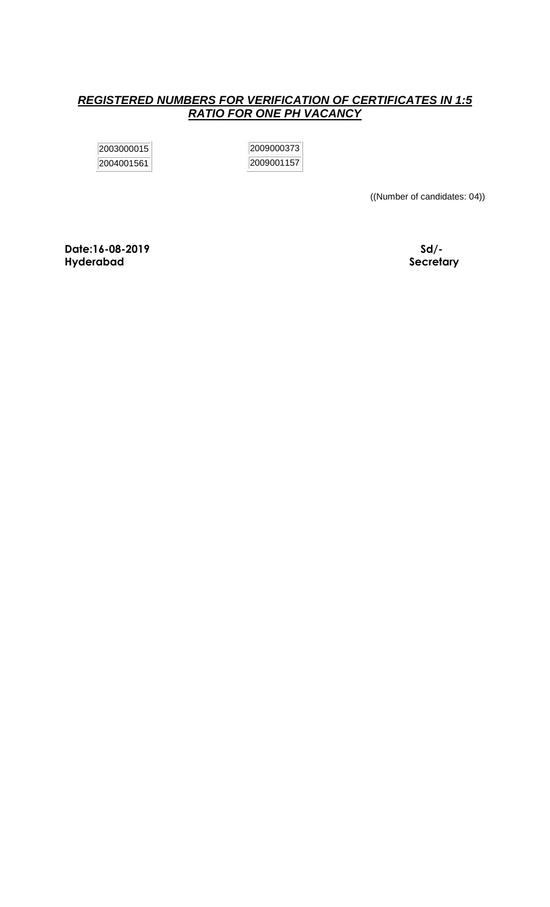## ***REGISTERED NUMBERS FOR VERIFICATION OF CERTIFICATES IN 1:5 RATIO FOR ONE PH VACANCY***

| | |
|---|---|
| 2003000015 | 2009000373 |
| 2004001561 | 2009001157 |

((Number of candidates: 04))

**Date:16-08-2019**
**Hyderabad**

**Sd/-**
**Secretary**